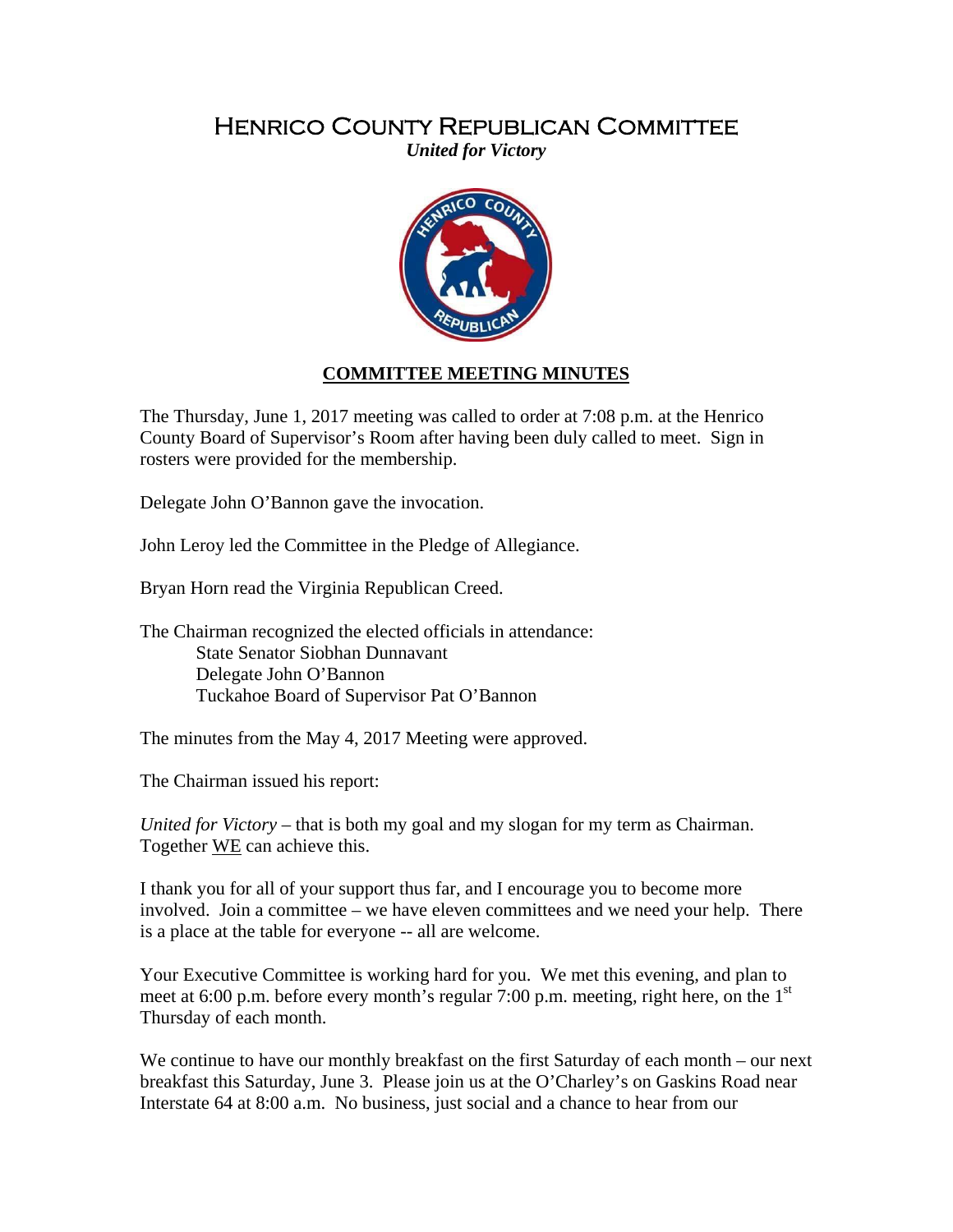# Henrico County Republican Committee

*United for Victory*

## COMMITTEE MEETING MINUTES

The Thursday, June 1, 2017 meeting was called to order at 7:08 p.m. at the Henrico County Board of Supervisor's Room after having been duly called to meet. Sign in rosters were provided for the membership.

Delegate John O'Bannon gave the invocation.

John Leroy led the Committee in the Pledge of Allegiance.

Bryan Horn read the Virginia Republican Creed.

The Chairman recognized the elected officials in attendance:

- State Senator Siobhan Dunnavant
- Delegate John O'Bannon
- Tuckahoe Board of Supervisor Pat O'Bannon

The minutes from the May 4, 2017 Meeting were approved.

The Chairman issued his report:

*United for Victory* – that is both my goal and my slogan for my term as Chairman. Together WE can achieve this.

I thank you for all of your support thus far, and I encourage you to become more involved. Join a committee – we have eleven committees and we need your help. There is a place at the table for everyone -- all are welcome.

Your Executive Committee is working hard for you. We met this evening, and plan to meet at 6:00 p.m. before every month's regular 7:00 p.m. meeting, right here, on the 1st Thursday of each month.

We continue to have our monthly breakfast on the first Saturday of each month – our next breakfast this Saturday, June 3. Please join us at the O'Charley's on Gaskins Road near Interstate 64 at 8:00 a.m. No business, just social and a chance to hear from our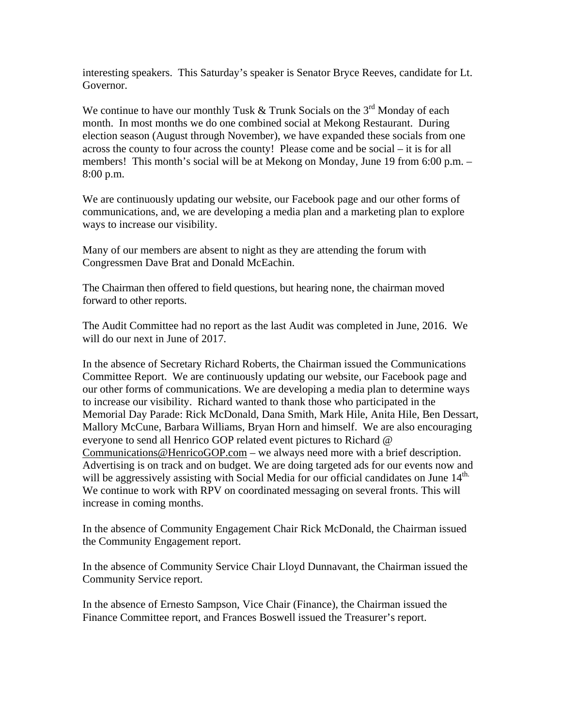interesting speakers. This Saturday's speaker is Senator Bryce Reeves, candidate for Lt. Governor.

We continue to have our monthly Tusk & Trunk Socials on the 3rd Monday of each month. In most months we do one combined social at Mekong Restaurant. During election season (August through November), we have expanded these socials from one across the county to four across the county! Please come and be social – it is for all members! This month's social will be at Mekong on Monday, June 19 from 6:00 p.m. – 8:00 p.m.

We are continuously updating our website, our Facebook page and our other forms of communications, and, we are developing a media plan and a marketing plan to explore ways to increase our visibility.

Many of our members are absent to night as they are attending the forum with Congressmen Dave Brat and Donald McEachin.

The Chairman then offered to field questions, but hearing none, the chairman moved forward to other reports.

The Audit Committee had no report as the last Audit was completed in June, 2016. We will do our next in June of 2017.

In the absence of Secretary Richard Roberts, the Chairman issued the Communications Committee Report. We are continuously updating our website, our Facebook page and our other forms of communications. We are developing a media plan to determine ways to increase our visibility. Richard wanted to thank those who participated in the Memorial Day Parade: Rick McDonald, Dana Smith, Mark Hile, Anita Hile, Ben Dessart, Mallory McCune, Barbara Williams, Bryan Horn and himself. We are also encouraging everyone to send all Henrico GOP related event pictures to Richard @ Communications@HenricoGOP.com – we always need more with a brief description. Advertising is on track and on budget. We are doing targeted ads for our events now and will be aggressively assisting with Social Media for our official candidates on June 14th. We continue to work with RPV on coordinated messaging on several fronts. This will increase in coming months.

In the absence of Community Engagement Chair Rick McDonald, the Chairman issued the Community Engagement report.

In the absence of Community Service Chair Lloyd Dunnavant, the Chairman issued the Community Service report.

In the absence of Ernesto Sampson, Vice Chair (Finance), the Chairman issued the Finance Committee report, and Frances Boswell issued the Treasurer's report.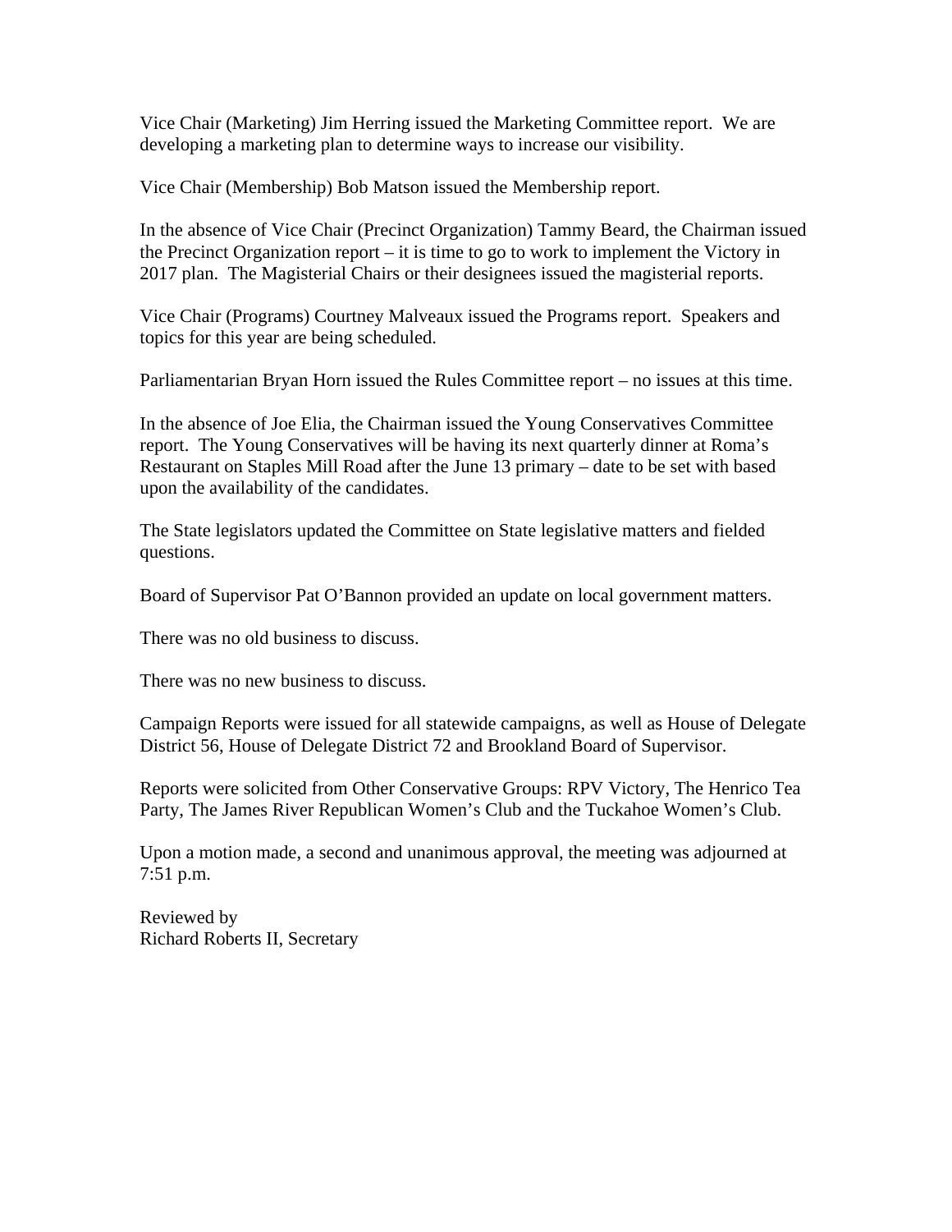Vice Chair (Marketing) Jim Herring issued the Marketing Committee report. We are developing a marketing plan to determine ways to increase our visibility.

Vice Chair (Membership) Bob Matson issued the Membership report.

In the absence of Vice Chair (Precinct Organization) Tammy Beard, the Chairman issued the Precinct Organization report – it is time to go to work to implement the Victory in 2017 plan. The Magisterial Chairs or their designees issued the magisterial reports.

Vice Chair (Programs) Courtney Malveaux issued the Programs report. Speakers and topics for this year are being scheduled.

Parliamentarian Bryan Horn issued the Rules Committee report – no issues at this time.

In the absence of Joe Elia, the Chairman issued the Young Conservatives Committee report. The Young Conservatives will be having its next quarterly dinner at Roma's Restaurant on Staples Mill Road after the June 13 primary – date to be set with based upon the availability of the candidates.

The State legislators updated the Committee on State legislative matters and fielded questions.

Board of Supervisor Pat O'Bannon provided an update on local government matters.

There was no old business to discuss.

There was no new business to discuss.

Campaign Reports were issued for all statewide campaigns, as well as House of Delegate District 56, House of Delegate District 72 and Brookland Board of Supervisor.

Reports were solicited from Other Conservative Groups: RPV Victory, The Henrico Tea Party, The James River Republican Women's Club and the Tuckahoe Women's Club.

Upon a motion made, a second and unanimous approval, the meeting was adjourned at 7:51 p.m.

Reviewed by
Richard Roberts II, Secretary